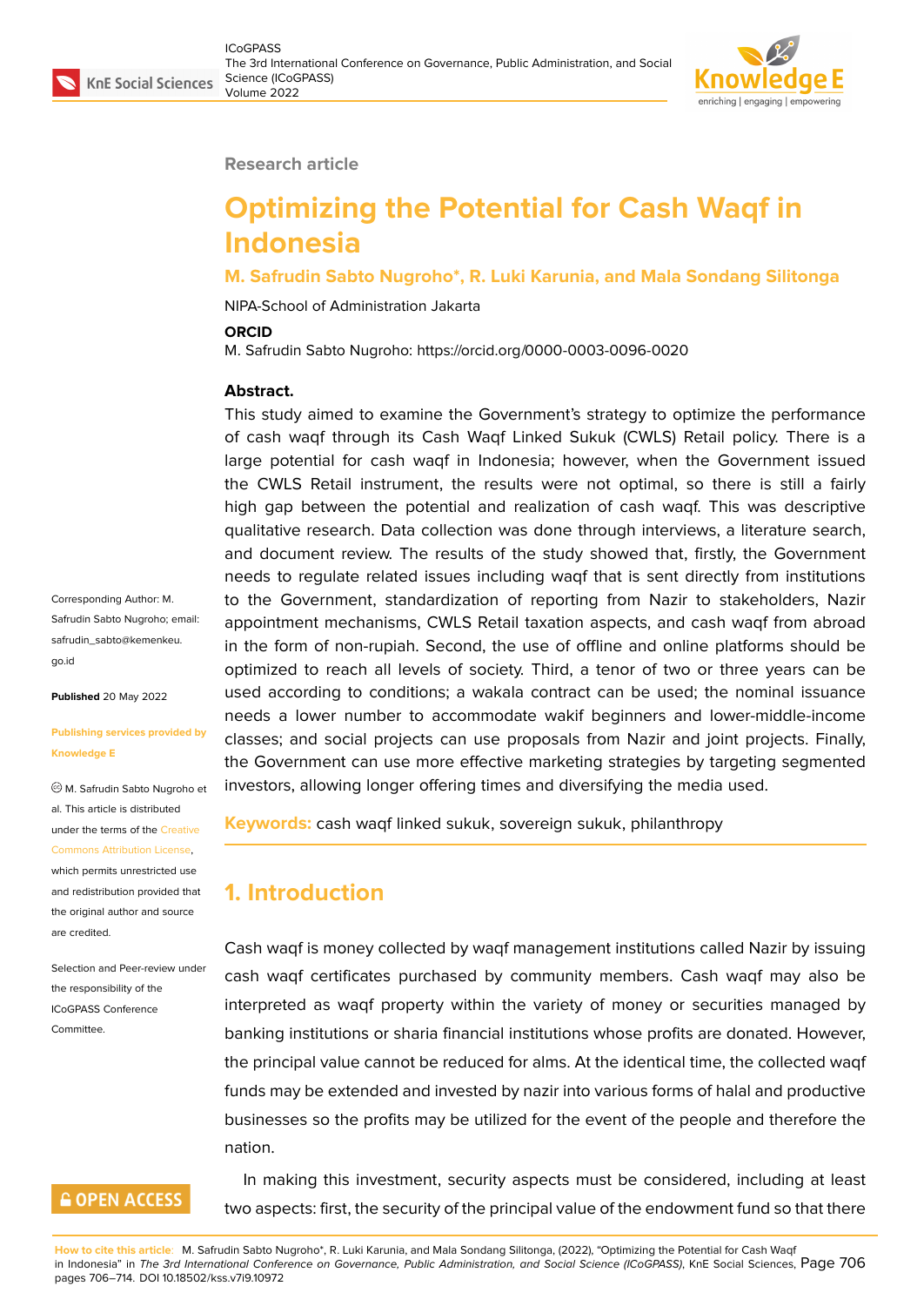Research article

# Optimizing the Potential for Cash Waqf in Indonesia

**M. Safrudin Sabto Nugroho*, R. Luki Karunia, and Mala Sondang Silitonga**

NIPA-School of Administration Jakarta

**ORCID**

M. Safrudin Sabto Nugroho: https://orcid.org/0000-0003-0096-0020

Corresponding Author: M. Safrudin Sabto Nugroho; email: safrudin_sabto@kemenkeu.go.id

**Published** 20 May 2022

**Publishing services provided by Knowledge E**

© M. Safrudin Sabto Nugroho et al. This article is distributed under the terms of the Creative Commons Attribution License, which permits unrestricted use and redistribution provided that the original author and source are credited.

Selection and Peer-review under the responsibility of the ICoGPASS Conference Committee.

**Abstract.**

This study aimed to examine the Government's strategy to optimize the performance of cash waqf through its Cash Waqf Linked Sukuk (CWLS) Retail policy. There is a large potential for cash waqf in Indonesia; however, when the Government issued the CWLS Retail instrument, the results were not optimal, so there is still a fairly high gap between the potential and realization of cash waqf. This was descriptive qualitative research. Data collection was done through interviews, a literature search, and document review. The results of the study showed that, firstly, the Government needs to regulate related issues including waqf that is sent directly from institutions to the Government, standardization of reporting from Nazir to stakeholders, Nazir appointment mechanisms, CWLS Retail taxation aspects, and cash waqf from abroad in the form of non-rupiah. Second, the use of offline and online platforms should be optimized to reach all levels of society. Third, a tenor of two or three years can be used according to conditions; a wakala contract can be used; the nominal issuance needs a lower number to accommodate wakif beginners and lower-middle-income classes; and social projects can use proposals from Nazir and joint projects. Finally, the Government can use more effective marketing strategies by targeting segmented investors, allowing longer offering times and diversifying the media used.

**Keywords:** cash waqf linked sukuk, sovereign sukuk, philanthropy

## 1. Introduction

Cash waqf is money collected by waqf management institutions called Nazir by issuing cash waqf certificates purchased by community members. Cash waqf may also be interpreted as waqf property within the variety of money or securities managed by banking institutions or sharia financial institutions whose profits are donated. However, the principal value cannot be reduced for alms. At the identical time, the collected waqf funds may be extended and invested by nazir into various forms of halal and productive businesses so the profits may be utilized for the event of the people and therefore the nation.

In making this investment, security aspects must be considered, including at least two aspects: first, the security of the principal value of the endowment fund so that there

**How to cite this article**: M. Safrudin Sabto Nugroho*, R. Luki Karunia, and Mala Sondang Silitonga, (2022), "Optimizing the Potential for Cash Waqf in Indonesia" in *The 3rd International Conference on Governance, Public Administration, and Social Science (ICoGPASS)*, KnE Social Sciences, pages 706–714. DOI 10.18502/kss.v7i9.10972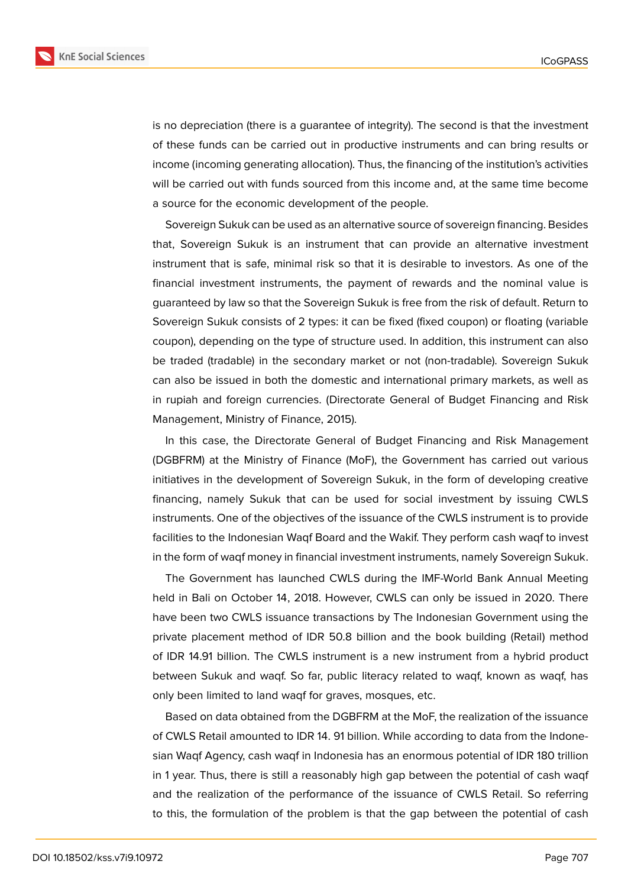is no depreciation (there is a guarantee of integrity). The second is that the investment of these funds can be carried out in productive instruments and can bring results or income (incoming generating allocation). Thus, the financing of the institution's activities will be carried out with funds sourced from this income and, at the same time become a source for the economic development of the people.

Sovereign Sukuk can be used as an alternative source of sovereign financing. Besides that, Sovereign Sukuk is an instrument that can provide an alternative investment instrument that is safe, minimal risk so that it is desirable to investors. As one of the financial investment instruments, the payment of rewards and the nominal value is guaranteed by law so that the Sovereign Sukuk is free from the risk of default. Return to Sovereign Sukuk consists of 2 types: it can be fixed (fixed coupon) or floating (variable coupon), depending on the type of structure used. In addition, this instrument can also be traded (tradable) in the secondary market or not (non-tradable). Sovereign Sukuk can also be issued in both the domestic and international primary markets, as well as in rupiah and foreign currencies. (Directorate General of Budget Financing and Risk Management, Ministry of Finance, 2015).

In this case, the Directorate General of Budget Financing and Risk Management (DGBFRM) at the Ministry of Finance (MoF), the Government has carried out various initiatives in the development of Sovereign Sukuk, in the form of developing creative financing, namely Sukuk that can be used for social investment by issuing CWLS instruments. One of the objectives of the issuance of the CWLS instrument is to provide facilities to the Indonesian Waqf Board and the Wakif. They perform cash waqf to invest in the form of waqf money in financial investment instruments, namely Sovereign Sukuk.

The Government has launched CWLS during the IMF-World Bank Annual Meeting held in Bali on October 14, 2018. However, CWLS can only be issued in 2020. There have been two CWLS issuance transactions by The Indonesian Government using the private placement method of IDR 50.8 billion and the book building (Retail) method of IDR 14.91 billion. The CWLS instrument is a new instrument from a hybrid product between Sukuk and waqf. So far, public literacy related to waqf, known as waqf, has only been limited to land waqf for graves, mosques, etc.

Based on data obtained from the DGBFRM at the MoF, the realization of the issuance of CWLS Retail amounted to IDR 14. 91 billion. While according to data from the Indonesian Waqf Agency, cash waqf in Indonesia has an enormous potential of IDR 180 trillion in 1 year. Thus, there is still a reasonably high gap between the potential of cash waqf and the realization of the performance of the issuance of CWLS Retail. So referring to this, the formulation of the problem is that the gap between the potential of cash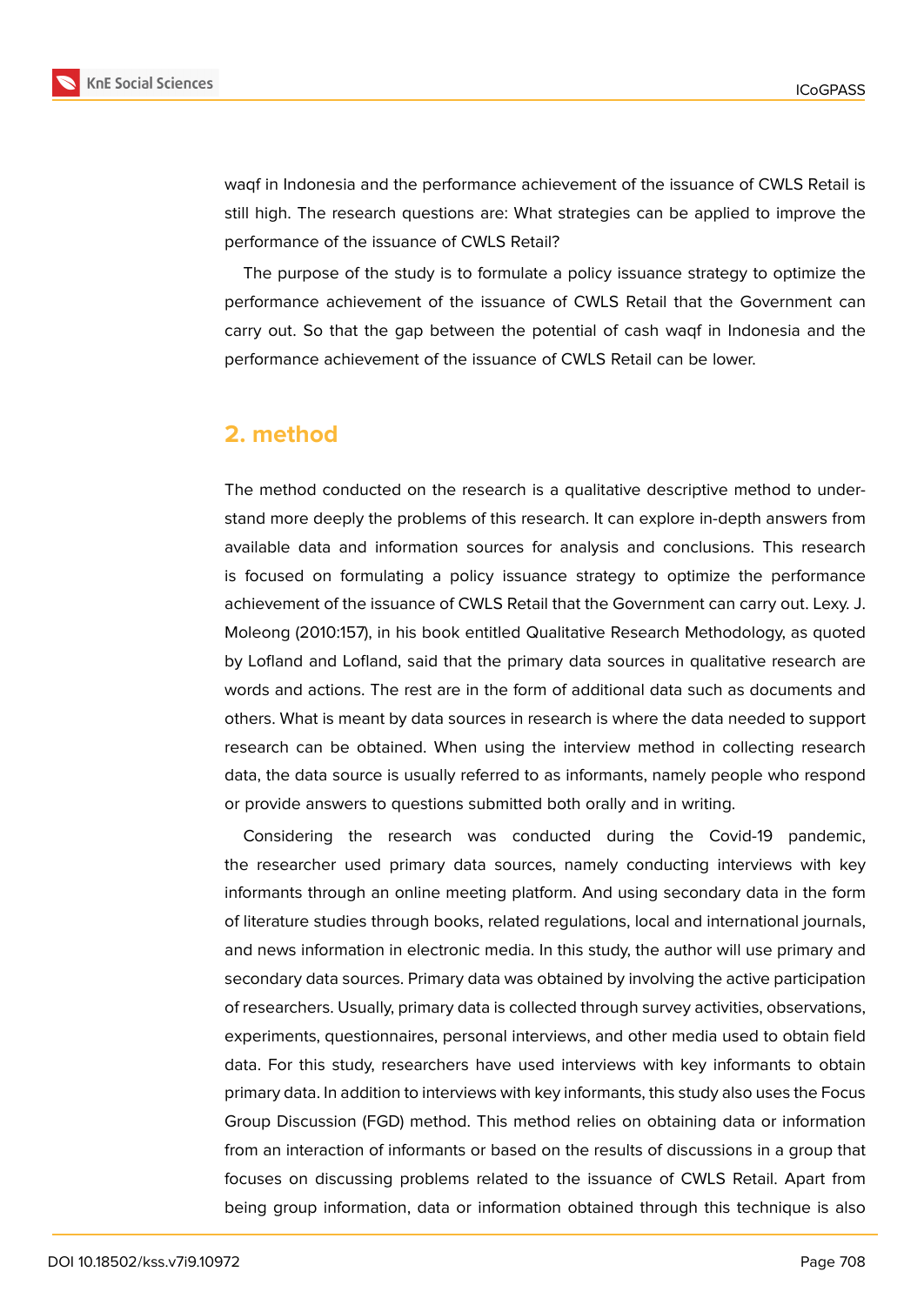waqf in Indonesia and the performance achievement of the issuance of CWLS Retail is still high. The research questions are: What strategies can be applied to improve the performance of the issuance of CWLS Retail?

The purpose of the study is to formulate a policy issuance strategy to optimize the performance achievement of the issuance of CWLS Retail that the Government can carry out. So that the gap between the potential of cash waqf in Indonesia and the performance achievement of the issuance of CWLS Retail can be lower.

## 2. method

The method conducted on the research is a qualitative descriptive method to understand more deeply the problems of this research. It can explore in-depth answers from available data and information sources for analysis and conclusions. This research is focused on formulating a policy issuance strategy to optimize the performance achievement of the issuance of CWLS Retail that the Government can carry out. Lexy. J. Moleong (2010:157), in his book entitled Qualitative Research Methodology, as quoted by Lofland and Lofland, said that the primary data sources in qualitative research are words and actions. The rest are in the form of additional data such as documents and others. What is meant by data sources in research is where the data needed to support research can be obtained. When using the interview method in collecting research data, the data source is usually referred to as informants, namely people who respond or provide answers to questions submitted both orally and in writing.

Considering the research was conducted during the Covid-19 pandemic, the researcher used primary data sources, namely conducting interviews with key informants through an online meeting platform. And using secondary data in the form of literature studies through books, related regulations, local and international journals, and news information in electronic media. In this study, the author will use primary and secondary data sources. Primary data was obtained by involving the active participation of researchers. Usually, primary data is collected through survey activities, observations, experiments, questionnaires, personal interviews, and other media used to obtain field data. For this study, researchers have used interviews with key informants to obtain primary data. In addition to interviews with key informants, this study also uses the Focus Group Discussion (FGD) method. This method relies on obtaining data or information from an interaction of informants or based on the results of discussions in a group that focuses on discussing problems related to the issuance of CWLS Retail. Apart from being group information, data or information obtained through this technique is also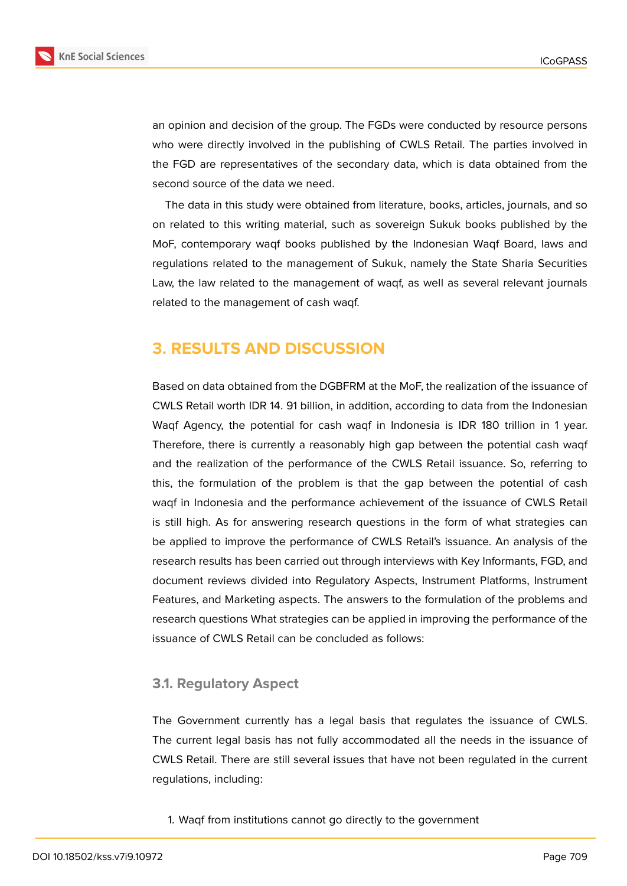an opinion and decision of the group. The FGDs were conducted by resource persons who were directly involved in the publishing of CWLS Retail. The parties involved in the FGD are representatives of the secondary data, which is data obtained from the second source of the data we need.

The data in this study were obtained from literature, books, articles, journals, and so on related to this writing material, such as sovereign Sukuk books published by the MoF, contemporary waqf books published by the Indonesian Waqf Board, laws and regulations related to the management of Sukuk, namely the State Sharia Securities Law, the law related to the management of waqf, as well as several relevant journals related to the management of cash waqf.

## 3. RESULTS AND DISCUSSION

Based on data obtained from the DGBFRM at the MoF, the realization of the issuance of CWLS Retail worth IDR 14. 91 billion, in addition, according to data from the Indonesian Waqf Agency, the potential for cash waqf in Indonesia is IDR 180 trillion in 1 year. Therefore, there is currently a reasonably high gap between the potential cash waqf and the realization of the performance of the CWLS Retail issuance. So, referring to this, the formulation of the problem is that the gap between the potential of cash waqf in Indonesia and the performance achievement of the issuance of CWLS Retail is still high. As for answering research questions in the form of what strategies can be applied to improve the performance of CWLS Retail's issuance. An analysis of the research results has been carried out through interviews with Key Informants, FGD, and document reviews divided into Regulatory Aspects, Instrument Platforms, Instrument Features, and Marketing aspects. The answers to the formulation of the problems and research questions What strategies can be applied in improving the performance of the issuance of CWLS Retail can be concluded as follows:

### 3.1. Regulatory Aspect

The Government currently has a legal basis that regulates the issuance of CWLS. The current legal basis has not fully accommodated all the needs in the issuance of CWLS Retail. There are still several issues that have not been regulated in the current regulations, including:

1. Waqf from institutions cannot go directly to the government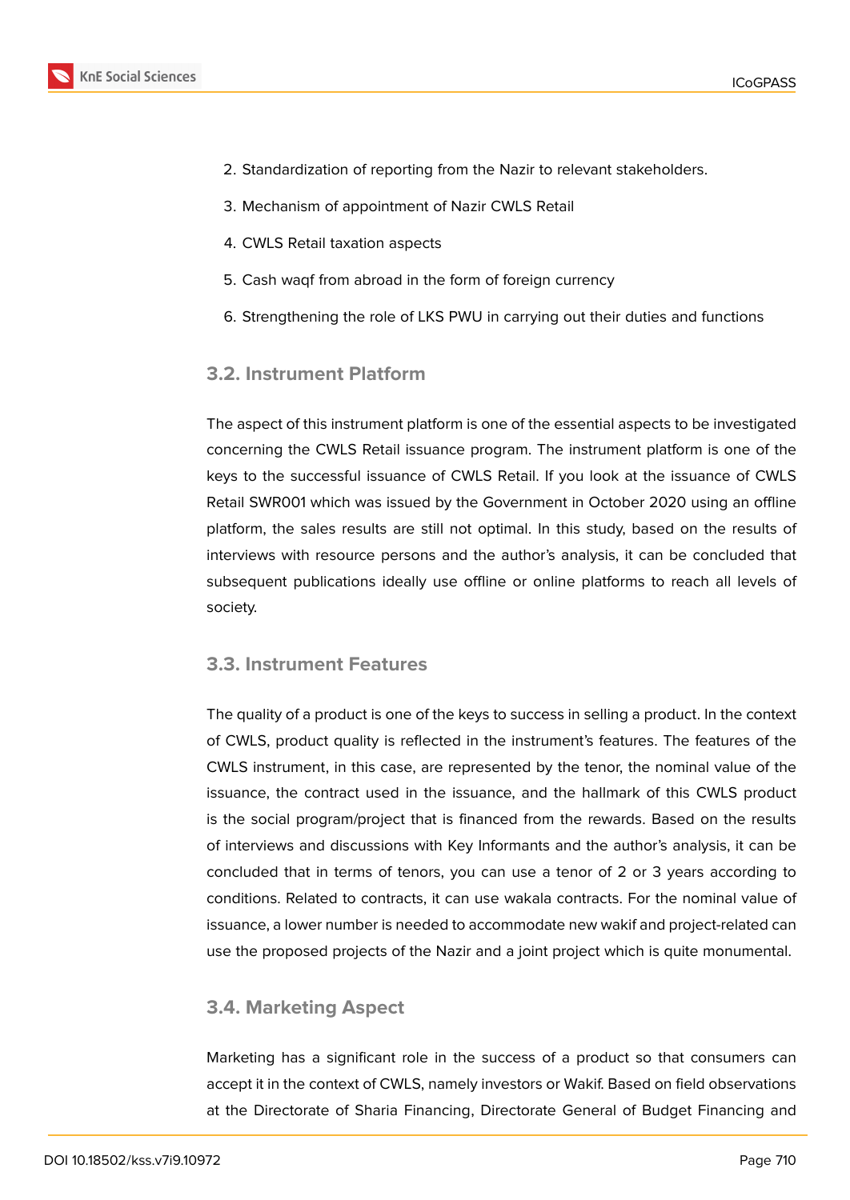2. Standardization of reporting from the Nazir to relevant stakeholders.
3. Mechanism of appointment of Nazir CWLS Retail
4. CWLS Retail taxation aspects
5. Cash waqf from abroad in the form of foreign currency
6. Strengthening the role of LKS PWU in carrying out their duties and functions

### 3.2. Instrument Platform

The aspect of this instrument platform is one of the essential aspects to be investigated concerning the CWLS Retail issuance program. The instrument platform is one of the keys to the successful issuance of CWLS Retail. If you look at the issuance of CWLS Retail SWR001 which was issued by the Government in October 2020 using an offline platform, the sales results are still not optimal. In this study, based on the results of interviews with resource persons and the author's analysis, it can be concluded that subsequent publications ideally use offline or online platforms to reach all levels of society.

### 3.3. Instrument Features

The quality of a product is one of the keys to success in selling a product. In the context of CWLS, product quality is reflected in the instrument's features. The features of the CWLS instrument, in this case, are represented by the tenor, the nominal value of the issuance, the contract used in the issuance, and the hallmark of this CWLS product is the social program/project that is financed from the rewards. Based on the results of interviews and discussions with Key Informants and the author's analysis, it can be concluded that in terms of tenors, you can use a tenor of 2 or 3 years according to conditions. Related to contracts, it can use wakala contracts. For the nominal value of issuance, a lower number is needed to accommodate new wakif and project-related can use the proposed projects of the Nazir and a joint project which is quite monumental.

### 3.4. Marketing Aspect

Marketing has a significant role in the success of a product so that consumers can accept it in the context of CWLS, namely investors or Wakif. Based on field observations at the Directorate of Sharia Financing, Directorate General of Budget Financing and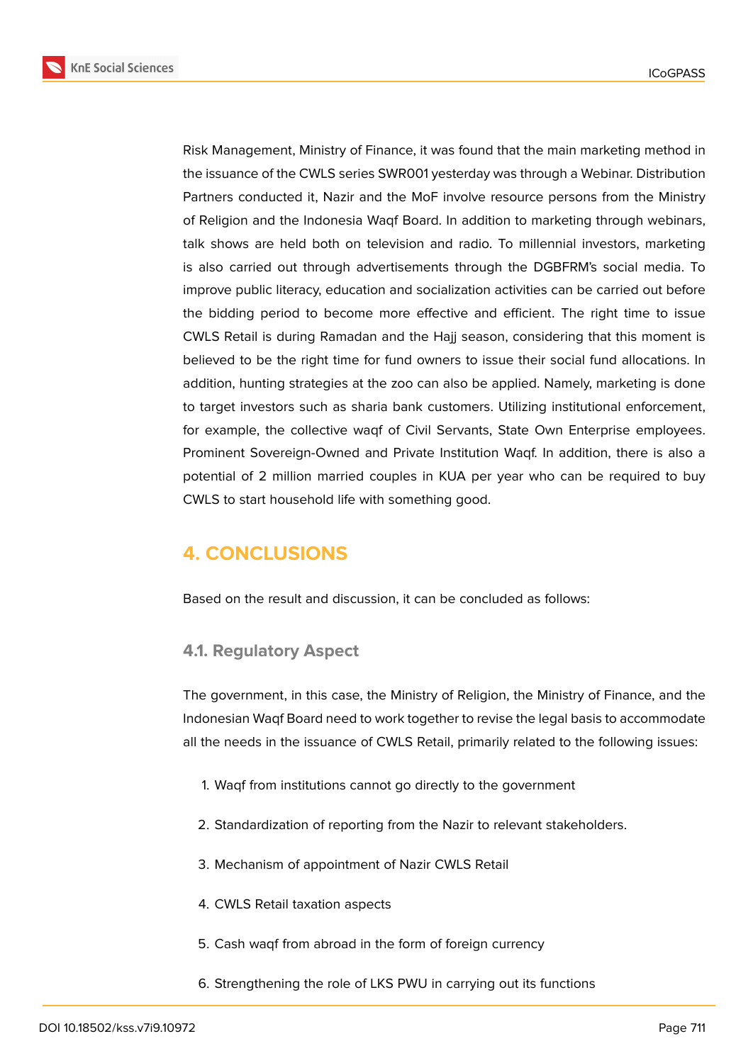Risk Management, Ministry of Finance, it was found that the main marketing method in the issuance of the CWLS series SWR001 yesterday was through a Webinar. Distribution Partners conducted it, Nazir and the MoF involve resource persons from the Ministry of Religion and the Indonesia Waqf Board. In addition to marketing through webinars, talk shows are held both on television and radio. To millennial investors, marketing is also carried out through advertisements through the DGBFRM's social media. To improve public literacy, education and socialization activities can be carried out before the bidding period to become more effective and efficient. The right time to issue CWLS Retail is during Ramadan and the Hajj season, considering that this moment is believed to be the right time for fund owners to issue their social fund allocations. In addition, hunting strategies at the zoo can also be applied. Namely, marketing is done to target investors such as sharia bank customers. Utilizing institutional enforcement, for example, the collective waqf of Civil Servants, State Own Enterprise employees. Prominent Sovereign-Owned and Private Institution Waqf. In addition, there is also a potential of 2 million married couples in KUA per year who can be required to buy CWLS to start household life with something good.

## 4. CONCLUSIONS

Based on the result and discussion, it can be concluded as follows:

### 4.1. Regulatory Aspect

The government, in this case, the Ministry of Religion, the Ministry of Finance, and the Indonesian Waqf Board need to work together to revise the legal basis to accommodate all the needs in the issuance of CWLS Retail, primarily related to the following issues:

1. Waqf from institutions cannot go directly to the government
2. Standardization of reporting from the Nazir to relevant stakeholders.
3. Mechanism of appointment of Nazir CWLS Retail
4. CWLS Retail taxation aspects
5. Cash waqf from abroad in the form of foreign currency
6. Strengthening the role of LKS PWU in carrying out its functions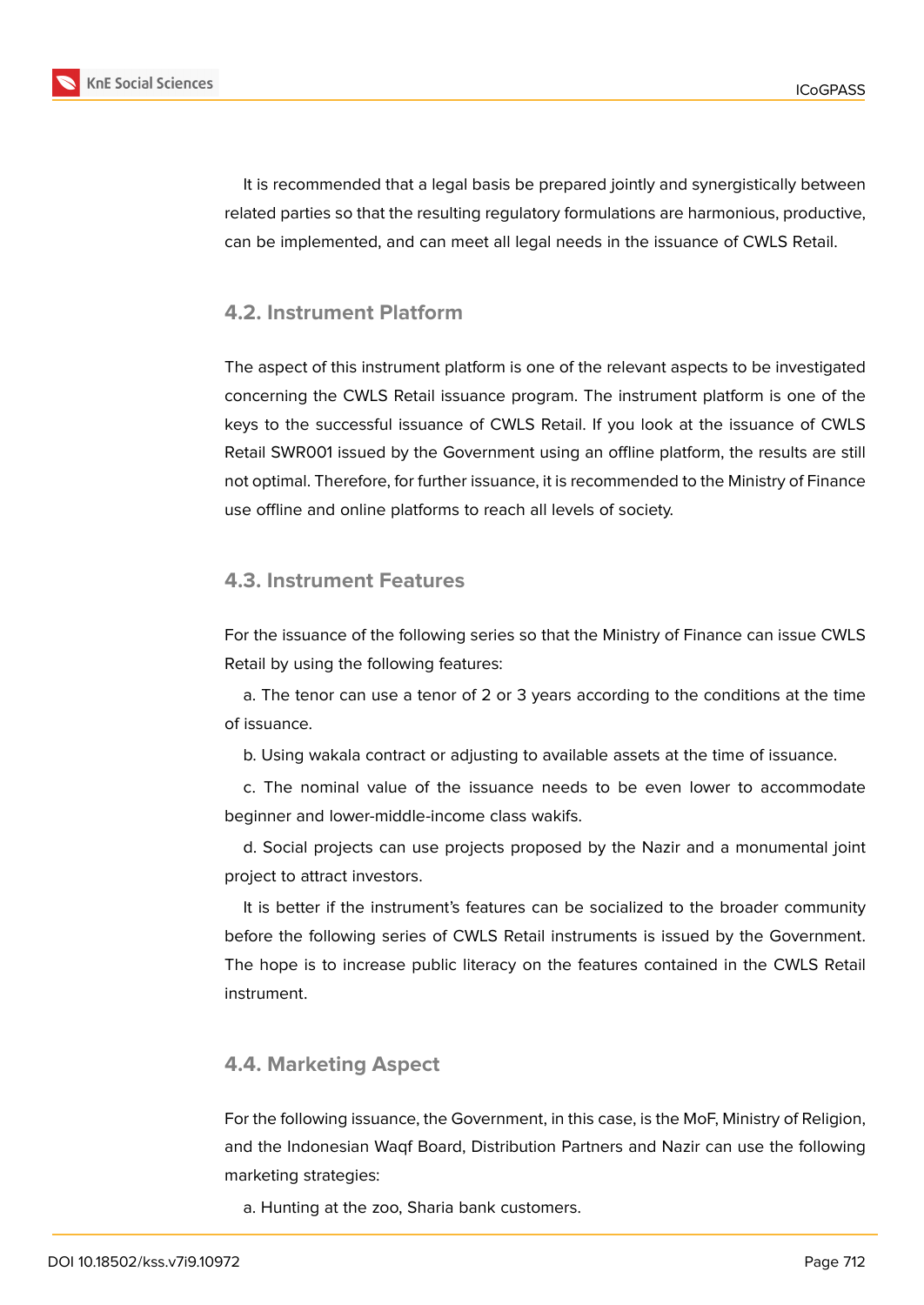It is recommended that a legal basis be prepared jointly and synergistically between related parties so that the resulting regulatory formulations are harmonious, productive, can be implemented, and can meet all legal needs in the issuance of CWLS Retail.

### 4.2. Instrument Platform

The aspect of this instrument platform is one of the relevant aspects to be investigated concerning the CWLS Retail issuance program. The instrument platform is one of the keys to the successful issuance of CWLS Retail. If you look at the issuance of CWLS Retail SWR001 issued by the Government using an offline platform, the results are still not optimal. Therefore, for further issuance, it is recommended to the Ministry of Finance use offline and online platforms to reach all levels of society.

### 4.3. Instrument Features

For the issuance of the following series so that the Ministry of Finance can issue CWLS Retail by using the following features:

a. The tenor can use a tenor of 2 or 3 years according to the conditions at the time of issuance.

b. Using wakala contract or adjusting to available assets at the time of issuance.

c. The nominal value of the issuance needs to be even lower to accommodate beginner and lower-middle-income class wakifs.

d. Social projects can use projects proposed by the Nazir and a monumental joint project to attract investors.

It is better if the instrument's features can be socialized to the broader community before the following series of CWLS Retail instruments is issued by the Government. The hope is to increase public literacy on the features contained in the CWLS Retail instrument.

### 4.4. Marketing Aspect

For the following issuance, the Government, in this case, is the MoF, Ministry of Religion, and the Indonesian Waqf Board, Distribution Partners and Nazir can use the following marketing strategies:

a. Hunting at the zoo, Sharia bank customers.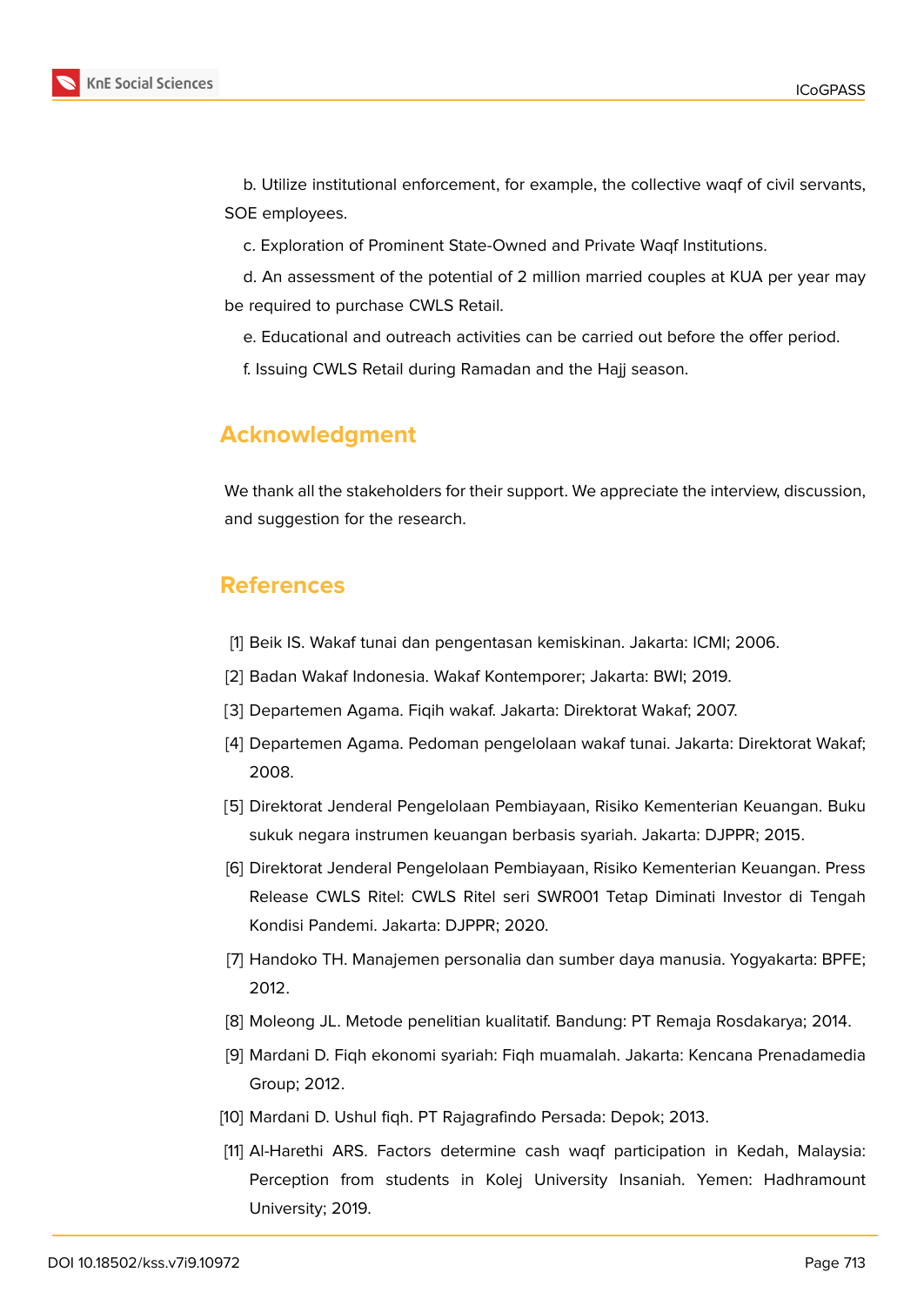b. Utilize institutional enforcement, for example, the collective waqf of civil servants, SOE employees.

c. Exploration of Prominent State-Owned and Private Waqf Institutions.

d. An assessment of the potential of 2 million married couples at KUA per year may be required to purchase CWLS Retail.

e. Educational and outreach activities can be carried out before the offer period.

f. Issuing CWLS Retail during Ramadan and the Hajj season.

## Acknowledgment

We thank all the stakeholders for their support. We appreciate the interview, discussion, and suggestion for the research.

## References

[1] Beik IS. Wakaf tunai dan pengentasan kemiskinan. Jakarta: ICMI; 2006.

[2] Badan Wakaf Indonesia. Wakaf Kontemporer; Jakarta: BWI; 2019.

[3] Departemen Agama. Fiqih wakaf. Jakarta: Direktorat Wakaf; 2007.

[4] Departemen Agama. Pedoman pengelolaan wakaf tunai. Jakarta: Direktorat Wakaf; 2008.

[5] Direktorat Jenderal Pengelolaan Pembiayaan, Risiko Kementerian Keuangan. Buku sukuk negara instrumen keuangan berbasis syariah. Jakarta: DJPPR; 2015.

[6] Direktorat Jenderal Pengelolaan Pembiayaan, Risiko Kementerian Keuangan. Press Release CWLS Ritel: CWLS Ritel seri SWR001 Tetap Diminati Investor di Tengah Kondisi Pandemi. Jakarta: DJPPR; 2020.

[7] Handoko TH. Manajemen personalia dan sumber daya manusia. Yogyakarta: BPFE; 2012.

[8] Moleong JL. Metode penelitian kualitatif. Bandung: PT Remaja Rosdakarya; 2014.

[9] Mardani D. Fiqh ekonomi syariah: Fiqh muamalah. Jakarta: Kencana Prenadamedia Group; 2012.

[10] Mardani D. Ushul fiqh. PT Rajagrafindo Persada: Depok; 2013.

[11] Al-Harethi ARS. Factors determine cash waqf participation in Kedah, Malaysia: Perception from students in Kolej University Insaniah. Yemen: Hadhramount University; 2019.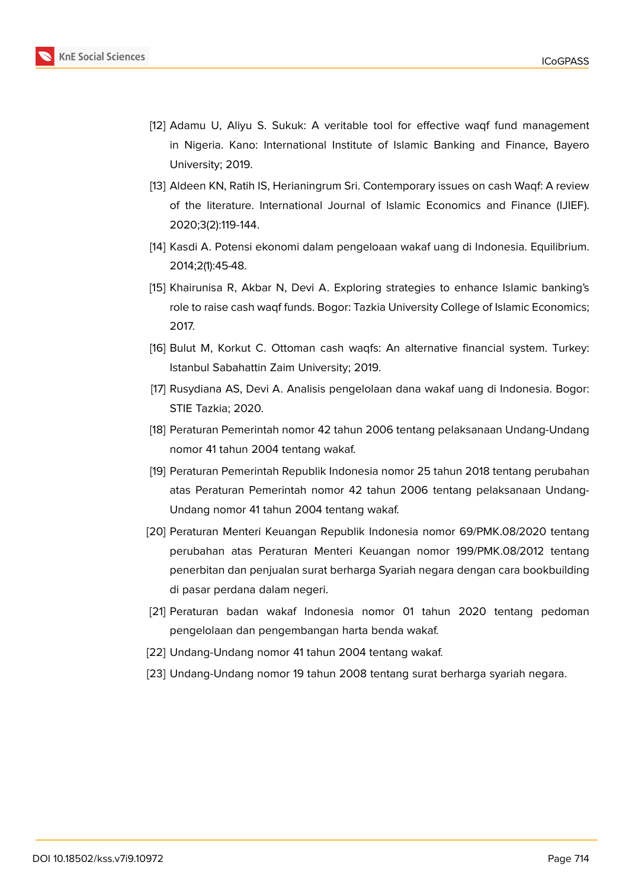[12] Adamu U, Aliyu S. Sukuk: A veritable tool for effective waqf fund management in Nigeria. Kano: International Institute of Islamic Banking and Finance, Bayero University; 2019.

[13] Aldeen KN, Ratih IS, Herianingrum Sri. Contemporary issues on cash Waqf: A review of the literature. International Journal of Islamic Economics and Finance (IJIEF). 2020;3(2):119-144.

[14] Kasdi A. Potensi ekonomi dalam pengeloaan wakaf uang di Indonesia. Equilibrium. 2014;2(1):45-48.

[15] Khairunisa R, Akbar N, Devi A. Exploring strategies to enhance Islamic banking's role to raise cash waqf funds. Bogor: Tazkia University College of Islamic Economics; 2017.

[16] Bulut M, Korkut C. Ottoman cash waqfs: An alternative financial system. Turkey: Istanbul Sabahattin Zaim University; 2019.

[17] Rusydiana AS, Devi A. Analisis pengelolaan dana wakaf uang di Indonesia. Bogor: STIE Tazkia; 2020.

[18] Peraturan Pemerintah nomor 42 tahun 2006 tentang pelaksanaan Undang-Undang nomor 41 tahun 2004 tentang wakaf.

[19] Peraturan Pemerintah Republik Indonesia nomor 25 tahun 2018 tentang perubahan atas Peraturan Pemerintah nomor 42 tahun 2006 tentang pelaksanaan Undang-Undang nomor 41 tahun 2004 tentang wakaf.

[20] Peraturan Menteri Keuangan Republik Indonesia nomor 69/PMK.08/2020 tentang perubahan atas Peraturan Menteri Keuangan nomor 199/PMK.08/2012 tentang penerbitan dan penjualan surat berharga Syariah negara dengan cara bookbuilding di pasar perdana dalam negeri.

[21] Peraturan badan wakaf Indonesia nomor 01 tahun 2020 tentang pedoman pengelolaan dan pengembangan harta benda wakaf.

[22] Undang-Undang nomor 41 tahun 2004 tentang wakaf.

[23] Undang-Undang nomor 19 tahun 2008 tentang surat berharga syariah negara.